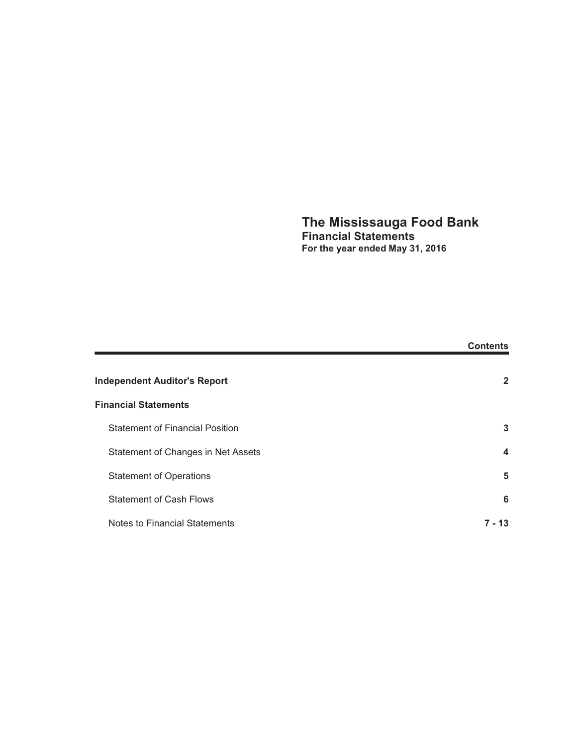# The Mississauga Food Bank
## Financial Statements
### For the year ended May 31, 2016

| | **Contents** |
|---|---|
| **Independent Auditor's Report** | **2** |
| **Financial Statements** | |
| Statement of Financial Position | **3** |
| Statement of Changes in Net Assets | **4** |
| Statement of Operations | **5** |
| Statement of Cash Flows | **6** |
| Notes to Financial Statements | **7 - 13** |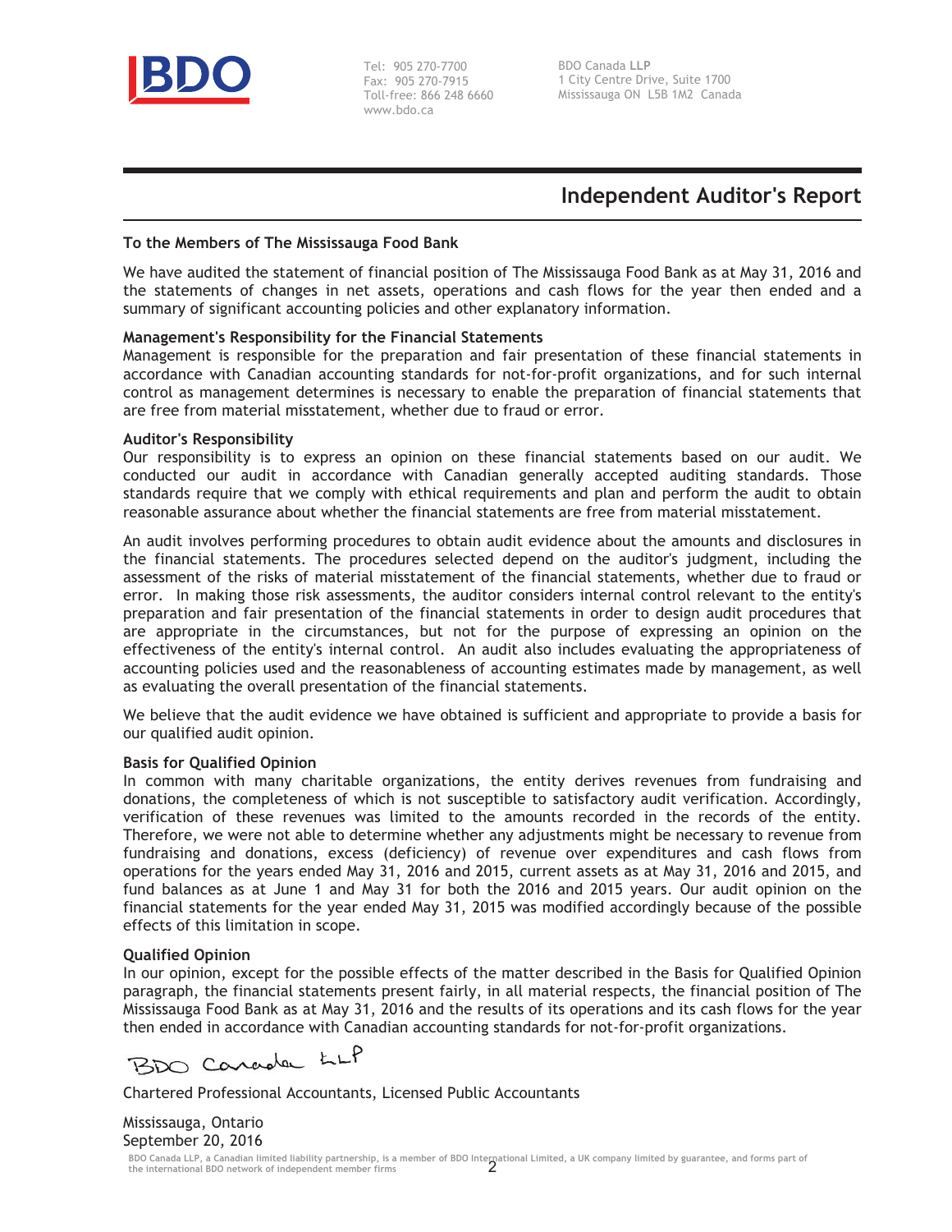Tel: 905 270-7700
Fax: 905 270-7915
Toll-free: 866 248 6660
www.bdo.ca

BDO Canada **LLP**
1 City Centre Drive, Suite 1700
Mississauga ON L5B 1M2 Canada

# Independent Auditor's Report

**To the Members of The Mississauga Food Bank**

We have audited the statement of financial position of The Mississauga Food Bank as at May 31, 2016 and the statements of changes in net assets, operations and cash flows for the year then ended and a summary of significant accounting policies and other explanatory information.

**Management's Responsibility for the Financial Statements**
Management is responsible for the preparation and fair presentation of these financial statements in accordance with Canadian accounting standards for not-for-profit organizations, and for such internal control as management determines is necessary to enable the preparation of financial statements that are free from material misstatement, whether due to fraud or error.

**Auditor's Responsibility**
Our responsibility is to express an opinion on these financial statements based on our audit. We conducted our audit in accordance with Canadian generally accepted auditing standards. Those standards require that we comply with ethical requirements and plan and perform the audit to obtain reasonable assurance about whether the financial statements are free from material misstatement.

An audit involves performing procedures to obtain audit evidence about the amounts and disclosures in the financial statements. The procedures selected depend on the auditor's judgment, including the assessment of the risks of material misstatement of the financial statements, whether due to fraud or error. In making those risk assessments, the auditor considers internal control relevant to the entity's preparation and fair presentation of the financial statements in order to design audit procedures that are appropriate in the circumstances, but not for the purpose of expressing an opinion on the effectiveness of the entity's internal control. An audit also includes evaluating the appropriateness of accounting policies used and the reasonableness of accounting estimates made by management, as well as evaluating the overall presentation of the financial statements.

We believe that the audit evidence we have obtained is sufficient and appropriate to provide a basis for our qualified audit opinion.

**Basis for Qualified Opinion**
In common with many charitable organizations, the entity derives revenues from fundraising and donations, the completeness of which is not susceptible to satisfactory audit verification. Accordingly, verification of these revenues was limited to the amounts recorded in the records of the entity. Therefore, we were not able to determine whether any adjustments might be necessary to revenue from fundraising and donations, excess (deficiency) of revenue over expenditures and cash flows from operations for the years ended May 31, 2016 and 2015, current assets as at May 31, 2016 and 2015, and fund balances as at June 1 and May 31 for both the 2016 and 2015 years. Our audit opinion on the financial statements for the year ended May 31, 2015 was modified accordingly because of the possible effects of this limitation in scope.

**Qualified Opinion**
In our opinion, except for the possible effects of the matter described in the Basis for Qualified Opinion paragraph, the financial statements present fairly, in all material respects, the financial position of The Mississauga Food Bank as at May 31, 2016 and the results of its operations and its cash flows for the year then ended in accordance with Canadian accounting standards for not-for-profit organizations.

BDO Canada LLP

Chartered Professional Accountants, Licensed Public Accountants

Mississauga, Ontario
September 20, 2016

BDO Canada LLP, a Canadian limited liability partnership, is a member of BDO International Limited, a UK company limited by guarantee, and forms part of the international BDO network of independent member firms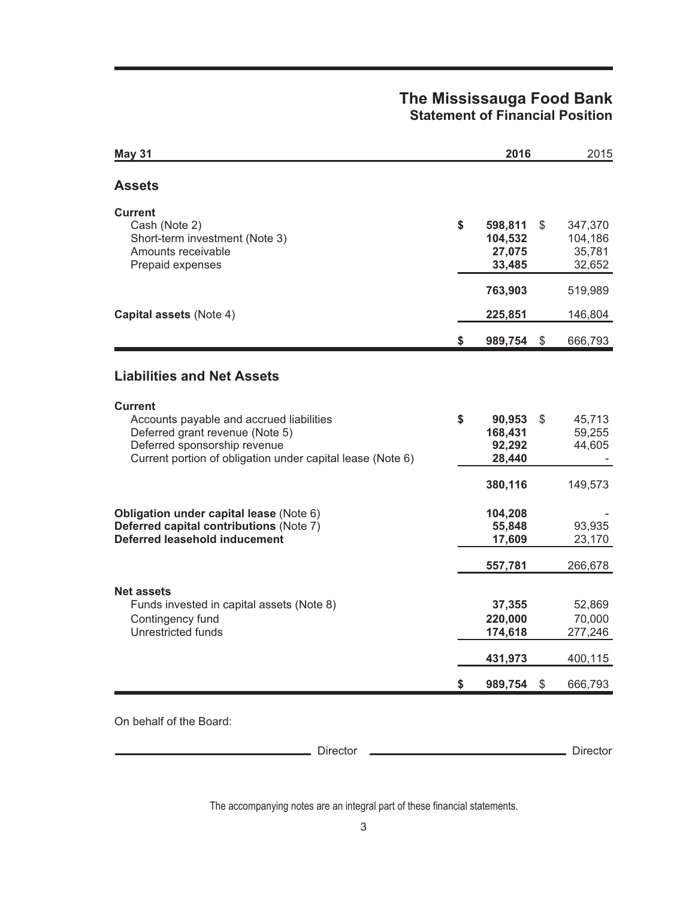# The Mississauga Food Bank
## Statement of Financial Position

| May 31 | 2016 | 2015 |
|---|---|---|
| **Assets** | | |
| **Current** | | |
| Cash (Note 2) | **$ 598,811** | $ 347,370 |
| Short-term investment (Note 3) | **104,532** | 104,186 |
| Amounts receivable | **27,075** | 35,781 |
| Prepaid expenses | **33,485** | 32,652 |
| | **763,903** | 519,989 |
| **Capital assets** (Note 4) | **225,851** | 146,804 |
| | **$ 989,754** | $ 666,793 |
| **Liabilities and Net Assets** | | |
| **Current** | | |
| Accounts payable and accrued liabilities | **$ 90,953** | $ 45,713 |
| Deferred grant revenue (Note 5) | **168,431** | 59,255 |
| Deferred sponsorship revenue | **92,292** | 44,605 |
| Current portion of obligation under capital lease (Note 6) | **28,440** | - |
| | **380,116** | 149,573 |
| **Obligation under capital lease** (Note 6) | **104,208** | - |
| **Deferred capital contributions** (Note 7) | **55,848** | 93,935 |
| **Deferred leasehold inducement** | **17,609** | 23,170 |
| | **557,781** | 266,678 |
| **Net assets** | | |
| Funds invested in capital assets (Note 8) | **37,355** | 52,869 |
| Contingency fund | **220,000** | 70,000 |
| Unrestricted funds | **174,618** | 277,246 |
| | **431,973** | 400,115 |
| | **$ 989,754** | $ 666,793 |

On behalf of the Board:

______________________ Director ______________________ Director

The accompanying notes are an integral part of these financial statements.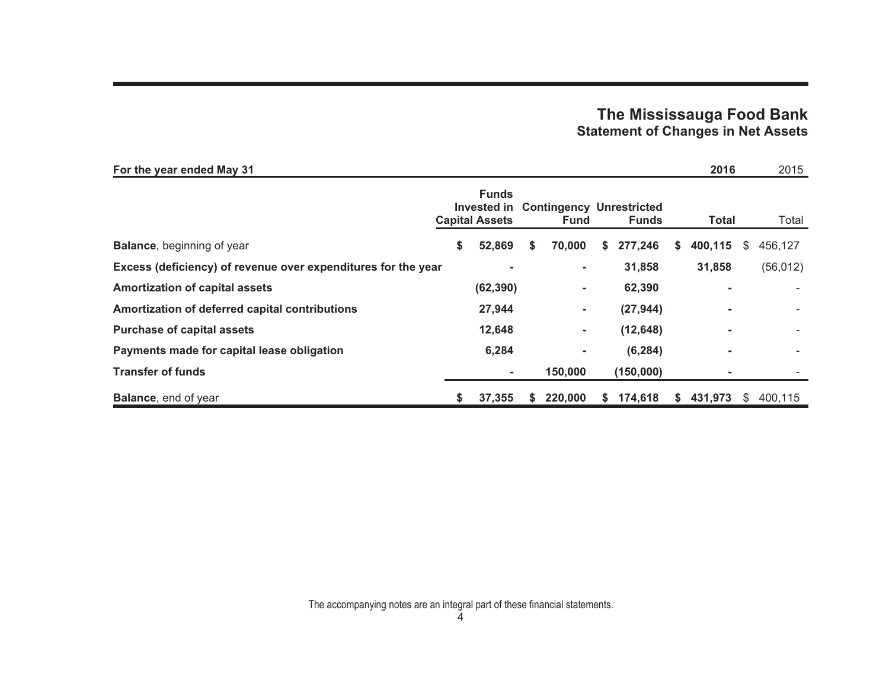# The Mississauga Food Bank
## Statement of Changes in Net Assets

| For the year ended May 31 | Funds Invested in Capital Assets | Contingency Fund | Unrestricted Funds | 2016 Total | 2015 Total |
|---|---|---|---|---|---|
| **Balance**, beginning of year | **$ 52,869** | **$ 70,000** | **$ 277,246** | **$ 400,115** | $ 456,127 |
| **Excess (deficiency) of revenue over expenditures for the year** | **-** | **-** | **31,858** | **31,858** | (56,012) |
| **Amortization of capital assets** | **(62,390)** | **-** | **62,390** | **-** | - |
| **Amortization of deferred capital contributions** | **27,944** | **-** | **(27,944)** | **-** | - |
| **Purchase of capital assets** | **12,648** | **-** | **(12,648)** | **-** | - |
| **Payments made for capital lease obligation** | **6,284** | **-** | **(6,284)** | **-** | - |
| **Transfer of funds** | **-** | **150,000** | **(150,000)** | **-** | - |
| **Balance**, end of year | **$ 37,355** | **$ 220,000** | **$ 174,618** | **$ 431,973** | $ 400,115 |

The accompanying notes are an integral part of these financial statements.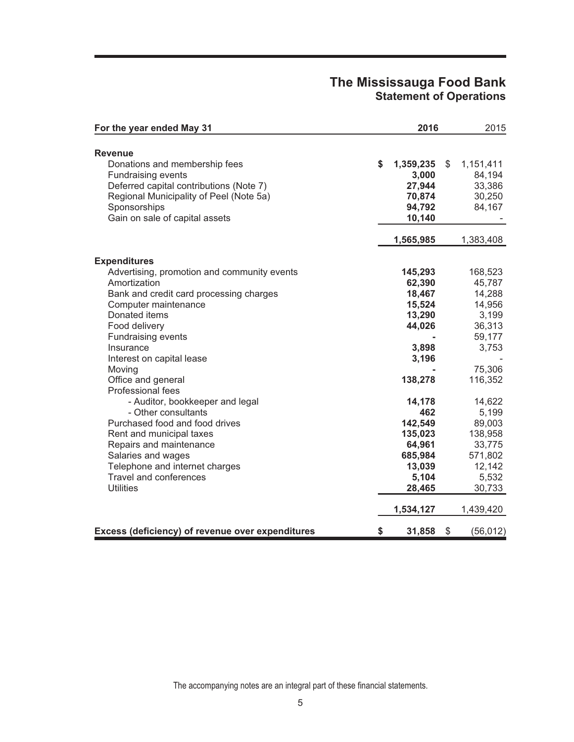# The Mississauga Food Bank

## Statement of Operations

| For the year ended May 31 | 2016 | 2015 |
|---|---|---|
| **Revenue** | | |
| Donations and membership fees | **$ 1,359,235** | $ 1,151,411 |
| Fundraising events | **3,000** | 84,194 |
| Deferred capital contributions (Note 7) | **27,944** | 33,386 |
| Regional Municipality of Peel (Note 5a) | **70,874** | 30,250 |
| Sponsorships | **94,792** | 84,167 |
| Gain on sale of capital assets | **10,140** | - |
| | **1,565,985** | 1,383,408 |
| **Expenditures** | | |
| Advertising, promotion and community events | **145,293** | 168,523 |
| Amortization | **62,390** | 45,787 |
| Bank and credit card processing charges | **18,467** | 14,288 |
| Computer maintenance | **15,524** | 14,956 |
| Donated items | **13,290** | 3,199 |
| Food delivery | **44,026** | 36,313 |
| Fundraising events | **-** | 59,177 |
| Insurance | **3,898** | 3,753 |
| Interest on capital lease | **3,196** | - |
| Moving | **-** | 75,306 |
| Office and general | **138,278** | 116,352 |
| Professional fees | | |
| - Auditor, bookkeeper and legal | **14,178** | 14,622 |
| - Other consultants | **462** | 5,199 |
| Purchased food and food drives | **142,549** | 89,003 |
| Rent and municipal taxes | **135,023** | 138,958 |
| Repairs and maintenance | **64,961** | 33,775 |
| Salaries and wages | **685,984** | 571,802 |
| Telephone and internet charges | **13,039** | 12,142 |
| Travel and conferences | **5,104** | 5,532 |
| Utilities | **28,465** | 30,733 |
| | **1,534,127** | 1,439,420 |
| **Excess (deficiency) of revenue over expenditures** | **$ 31,858** | $ (56,012) |

The accompanying notes are an integral part of these financial statements.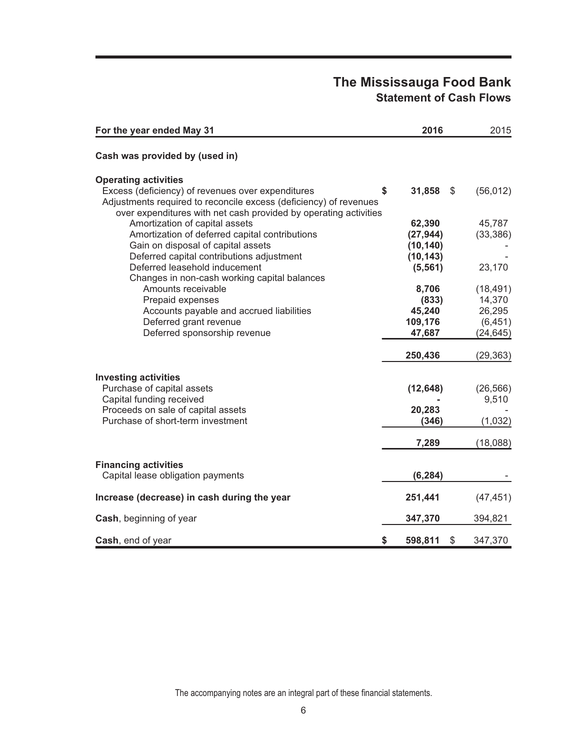# The Mississauga Food Bank
## Statement of Cash Flows

| For the year ended May 31 | 2016 | 2015 |
|---|---|---|
| **Cash was provided by (used in)** | | |
| **Operating activities** | | |
| Excess (deficiency) of revenues over expenditures | **$ 31,858** | $ (56,012) |
| Adjustments required to reconcile excess (deficiency) of revenues over expenditures with net cash provided by operating activities | | |
| Amortization of capital assets | **62,390** | 45,787 |
| Amortization of deferred capital contributions | **(27,944)** | (33,386) |
| Gain on disposal of capital assets | **(10,140)** | - |
| Deferred capital contributions adjustment | **(10,143)** | - |
| Deferred leasehold inducement | **(5,561)** | 23,170 |
| Changes in non-cash working capital balances | | |
| Amounts receivable | **8,706** | (18,491) |
| Prepaid expenses | **(833)** | 14,370 |
| Accounts payable and accrued liabilities | **45,240** | 26,295 |
| Deferred grant revenue | **109,176** | (6,451) |
| Deferred sponsorship revenue | **47,687** | (24,645) |
| | **250,436** | (29,363) |
| **Investing activities** | | |
| Purchase of capital assets | **(12,648)** | (26,566) |
| Capital funding received | **-** | 9,510 |
| Proceeds on sale of capital assets | **20,283** | - |
| Purchase of short-term investment | **(346)** | (1,032) |
| | **7,289** | (18,088) |
| **Financing activities** | | |
| Capital lease obligation payments | **(6,284)** | - |
| **Increase (decrease) in cash during the year** | **251,441** | (47,451) |
| **Cash**, beginning of year | **347,370** | 394,821 |
| **Cash**, end of year | **$ 598,811** | $ 347,370 |

The accompanying notes are an integral part of these financial statements.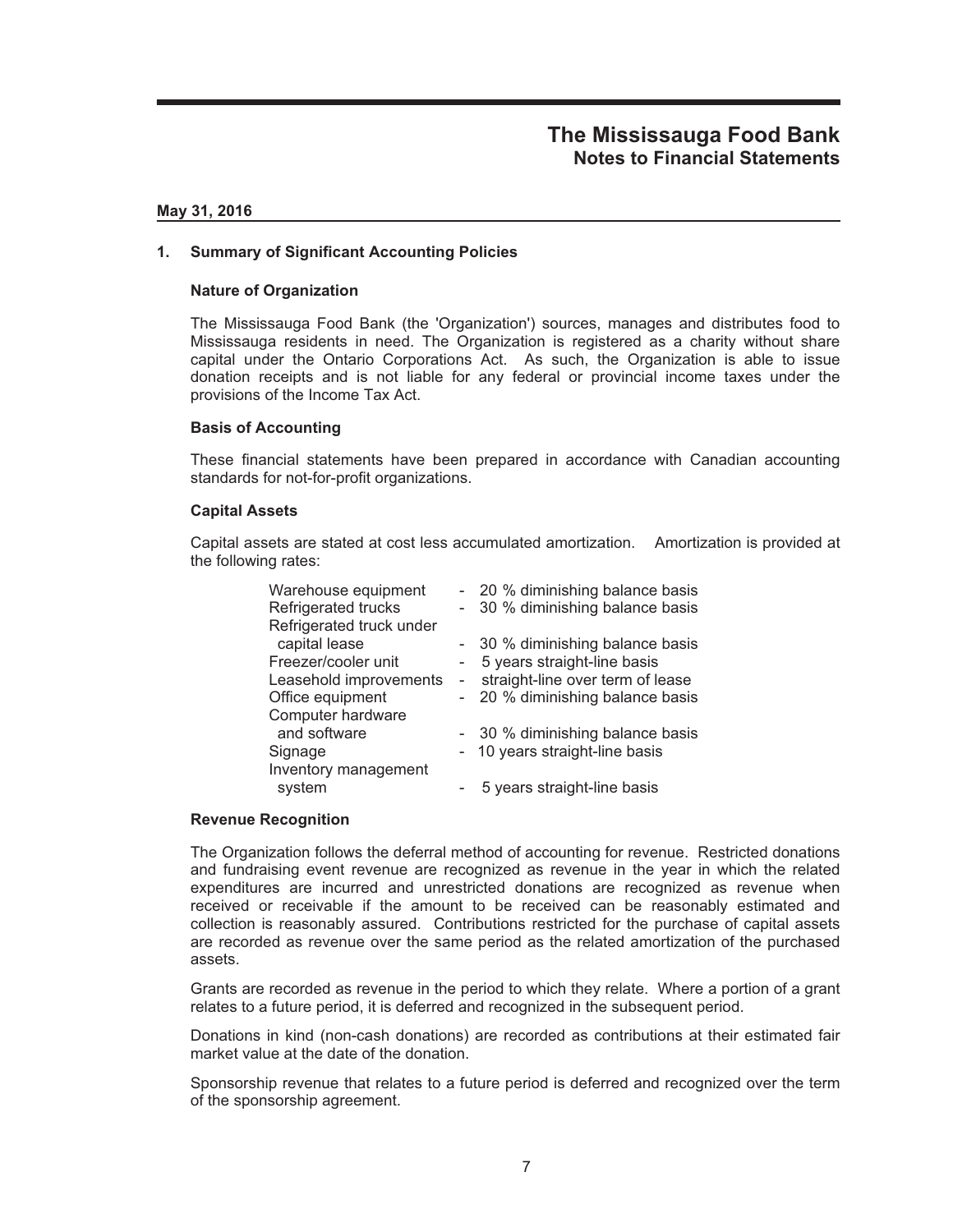# The Mississauga Food Bank
## Notes to Financial Statements

**May 31, 2016**

### 1. Summary of Significant Accounting Policies

#### Nature of Organization

The Mississauga Food Bank (the 'Organization') sources, manages and distributes food to Mississauga residents in need. The Organization is registered as a charity without share capital under the Ontario Corporations Act. As such, the Organization is able to issue donation receipts and is not liable for any federal or provincial income taxes under the provisions of the Income Tax Act.

#### Basis of Accounting

These financial statements have been prepared in accordance with Canadian accounting standards for not-for-profit organizations.

#### Capital Assets

Capital assets are stated at cost less accumulated amortization. Amortization is provided at the following rates:

| | |
|---|---|
| Warehouse equipment | - 20 % diminishing balance basis |
| Refrigerated trucks | - 30 % diminishing balance basis |
| Refrigerated truck under capital lease | - 30 % diminishing balance basis |
| Freezer/cooler unit | - 5 years straight-line basis |
| Leasehold improvements | - straight-line over term of lease |
| Office equipment | - 20 % diminishing balance basis |
| Computer hardware and software | - 30 % diminishing balance basis |
| Signage | - 10 years straight-line basis |
| Inventory management system | - 5 years straight-line basis |

#### Revenue Recognition

The Organization follows the deferral method of accounting for revenue. Restricted donations and fundraising event revenue are recognized as revenue in the year in which the related expenditures are incurred and unrestricted donations are recognized as revenue when received or receivable if the amount to be received can be reasonably estimated and collection is reasonably assured. Contributions restricted for the purchase of capital assets are recorded as revenue over the same period as the related amortization of the purchased assets.

Grants are recorded as revenue in the period to which they relate. Where a portion of a grant relates to a future period, it is deferred and recognized in the subsequent period.

Donations in kind (non-cash donations) are recorded as contributions at their estimated fair market value at the date of the donation.

Sponsorship revenue that relates to a future period is deferred and recognized over the term of the sponsorship agreement.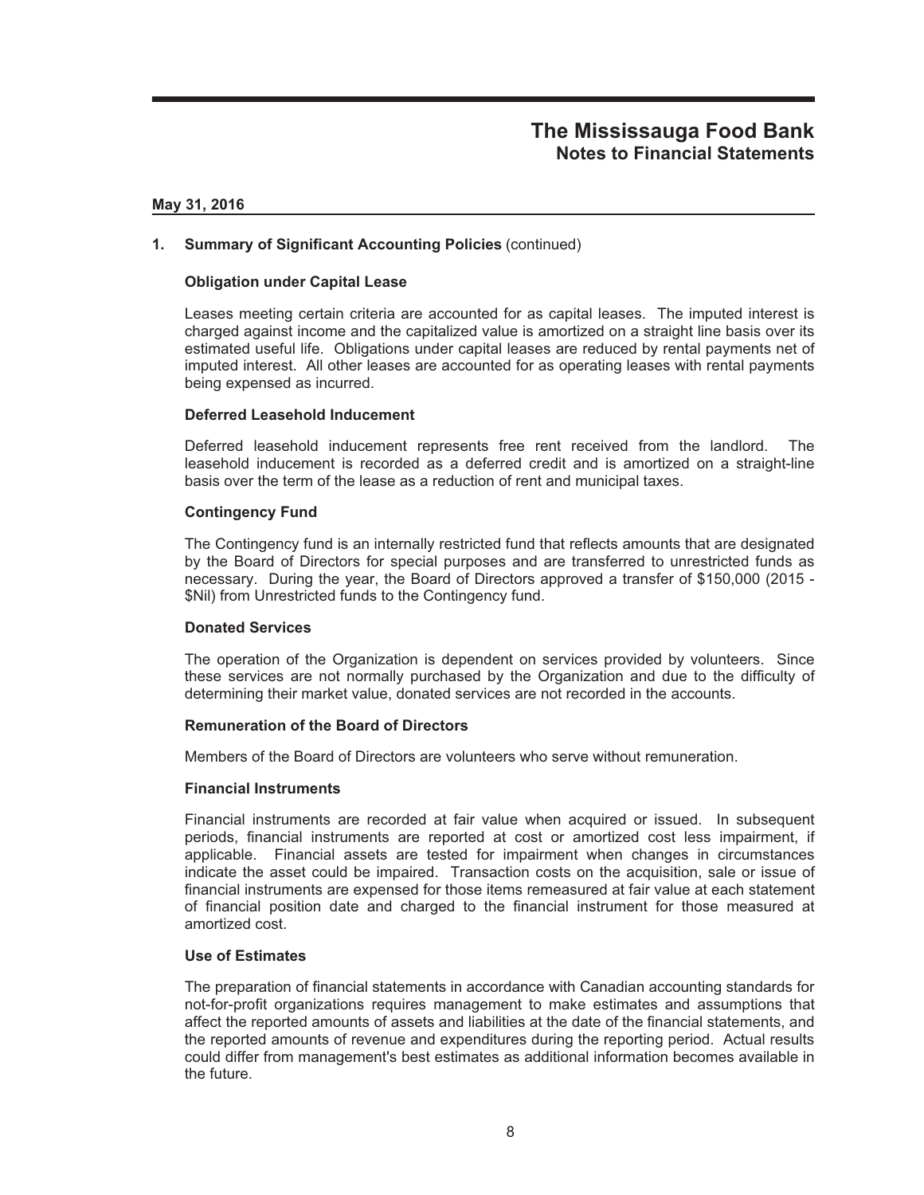# The Mississauga Food Bank
## Notes to Financial Statements

**May 31, 2016**

### 1. Summary of Significant Accounting Policies (continued)

#### Obligation under Capital Lease

Leases meeting certain criteria are accounted for as capital leases. The imputed interest is charged against income and the capitalized value is amortized on a straight line basis over its estimated useful life. Obligations under capital leases are reduced by rental payments net of imputed interest. All other leases are accounted for as operating leases with rental payments being expensed as incurred.

#### Deferred Leasehold Inducement

Deferred leasehold inducement represents free rent received from the landlord. The leasehold inducement is recorded as a deferred credit and is amortized on a straight-line basis over the term of the lease as a reduction of rent and municipal taxes.

#### Contingency Fund

The Contingency fund is an internally restricted fund that reflects amounts that are designated by the Board of Directors for special purposes and are transferred to unrestricted funds as necessary. During the year, the Board of Directors approved a transfer of $150,000 (2015 - $Nil) from Unrestricted funds to the Contingency fund.

#### Donated Services

The operation of the Organization is dependent on services provided by volunteers. Since these services are not normally purchased by the Organization and due to the difficulty of determining their market value, donated services are not recorded in the accounts.

#### Remuneration of the Board of Directors

Members of the Board of Directors are volunteers who serve without remuneration.

#### Financial Instruments

Financial instruments are recorded at fair value when acquired or issued. In subsequent periods, financial instruments are reported at cost or amortized cost less impairment, if applicable. Financial assets are tested for impairment when changes in circumstances indicate the asset could be impaired. Transaction costs on the acquisition, sale or issue of financial instruments are expensed for those items remeasured at fair value at each statement of financial position date and charged to the financial instrument for those measured at amortized cost.

#### Use of Estimates

The preparation of financial statements in accordance with Canadian accounting standards for not-for-profit organizations requires management to make estimates and assumptions that affect the reported amounts of assets and liabilities at the date of the financial statements, and the reported amounts of revenue and expenditures during the reporting period. Actual results could differ from management's best estimates as additional information becomes available in the future.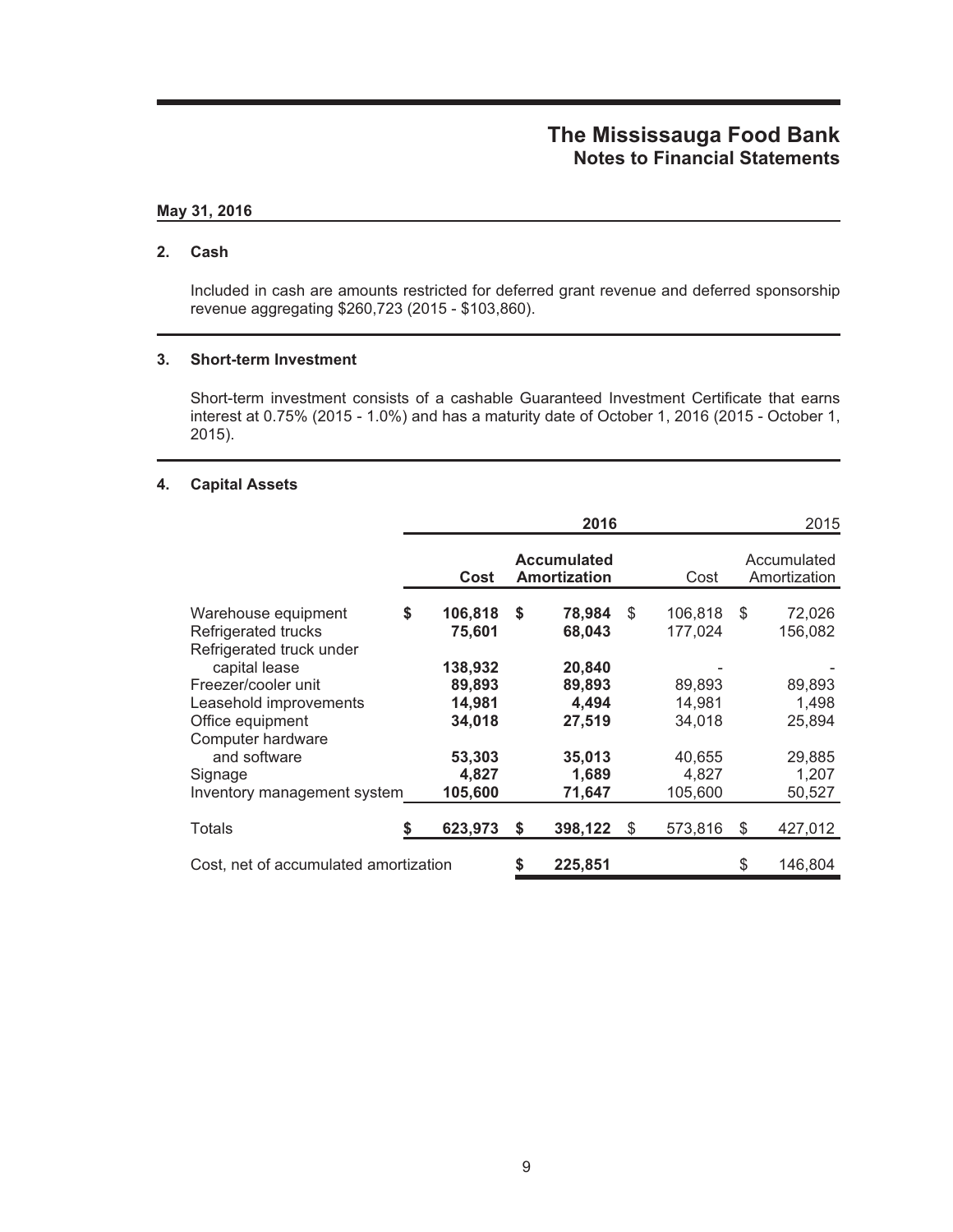# The Mississauga Food Bank
## Notes to Financial Statements

**May 31, 2016**

### 2. Cash

Included in cash are amounts restricted for deferred grant revenue and deferred sponsorship revenue aggregating $260,723 (2015 - $103,860).

### 3. Short-term Investment

Short-term investment consists of a cashable Guaranteed Investment Certificate that earns interest at 0.75% (2015 - 1.0%) and has a maturity date of October 1, 2016 (2015 - October 1, 2015).

### 4. Capital Assets

| | **2016** | | 2015 | |
|---|---|---|---|---|
| | **Cost** | **Accumulated Amortization** | Cost | Accumulated Amortization |
| Warehouse equipment | **$ 106,818** | **$ 78,984** | $ 106,818 | $ 72,026 |
| Refrigerated trucks | **75,601** | **68,043** | 177,024 | 156,082 |
| Refrigerated truck under capital lease | **138,932** | **20,840** | - | - |
| Freezer/cooler unit | **89,893** | **89,893** | 89,893 | 89,893 |
| Leasehold improvements | **14,981** | **4,494** | 14,981 | 1,498 |
| Office equipment | **34,018** | **27,519** | 34,018 | 25,894 |
| Computer hardware and software | **53,303** | **35,013** | 40,655 | 29,885 |
| Signage | **4,827** | **1,689** | 4,827 | 1,207 |
| Inventory management system | **105,600** | **71,647** | 105,600 | 50,527 |
| Totals | **$ 623,973** | **$ 398,122** | $ 573,816 | $ 427,012 |
| Cost, net of accumulated amortization | | **$ 225,851** | | $ 146,804 |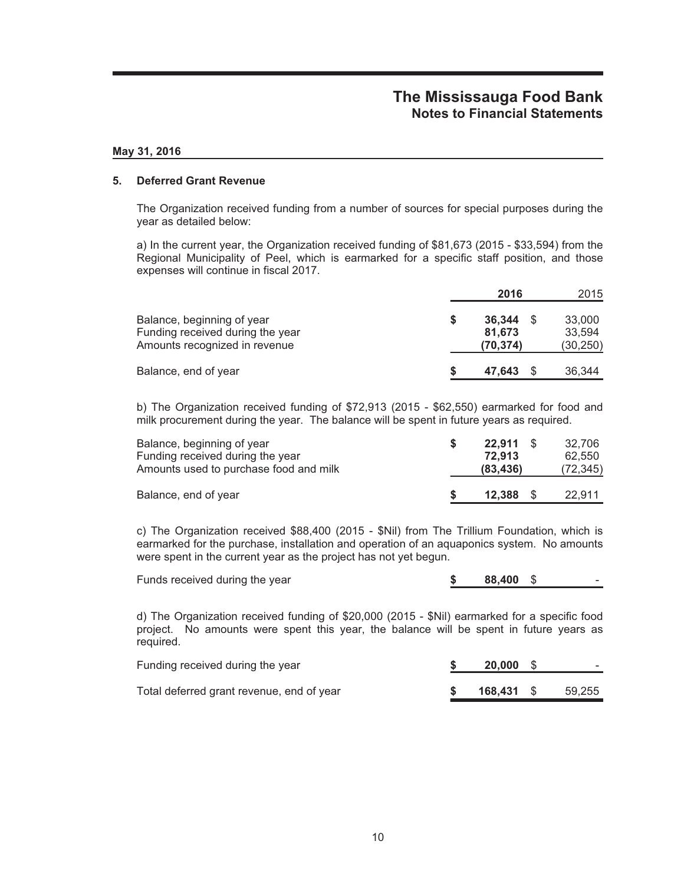# The Mississauga Food Bank
## Notes to Financial Statements

**May 31, 2016**

### 5. Deferred Grant Revenue

The Organization received funding from a number of sources for special purposes during the year as detailed below:

a) In the current year, the Organization received funding of $81,673 (2015 - $33,594) from the Regional Municipality of Peel, which is earmarked for a specific staff position, and those expenses will continue in fiscal 2017.

| | **2016** | 2015 |
|---|---|---|
| Balance, beginning of year | **$ 36,344** | $ 33,000 |
| Funding received during the year | **81,673** | 33,594 |
| Amounts recognized in revenue | **(70,374)** | (30,250) |
| Balance, end of year | **$ 47,643** | $ 36,344 |

b) The Organization received funding of $72,913 (2015 - $62,550) earmarked for food and milk procurement during the year. The balance will be spent in future years as required.

| | **2016** | 2015 |
|---|---|---|
| Balance, beginning of year | **$ 22,911** | $ 32,706 |
| Funding received during the year | **72,913** | 62,550 |
| Amounts used to purchase food and milk | **(83,436)** | (72,345) |
| Balance, end of year | **$ 12,388** | $ 22,911 |

c) The Organization received $88,400 (2015 - $Nil) from The Trillium Foundation, which is earmarked for the purchase, installation and operation of an aquaponics system. No amounts were spent in the current year as the project has not yet begun.

| | **2016** | 2015 |
|---|---|---|
| Funds received during the year | **$ 88,400** | $ - |

d) The Organization received funding of $20,000 (2015 - $Nil) earmarked for a specific food project. No amounts were spent this year, the balance will be spent in future years as required.

| | **2016** | 2015 |
|---|---|---|
| Funding received during the year | **$ 20,000** | $ - |
| Total deferred grant revenue, end of year | **$ 168,431** | $ 59,255 |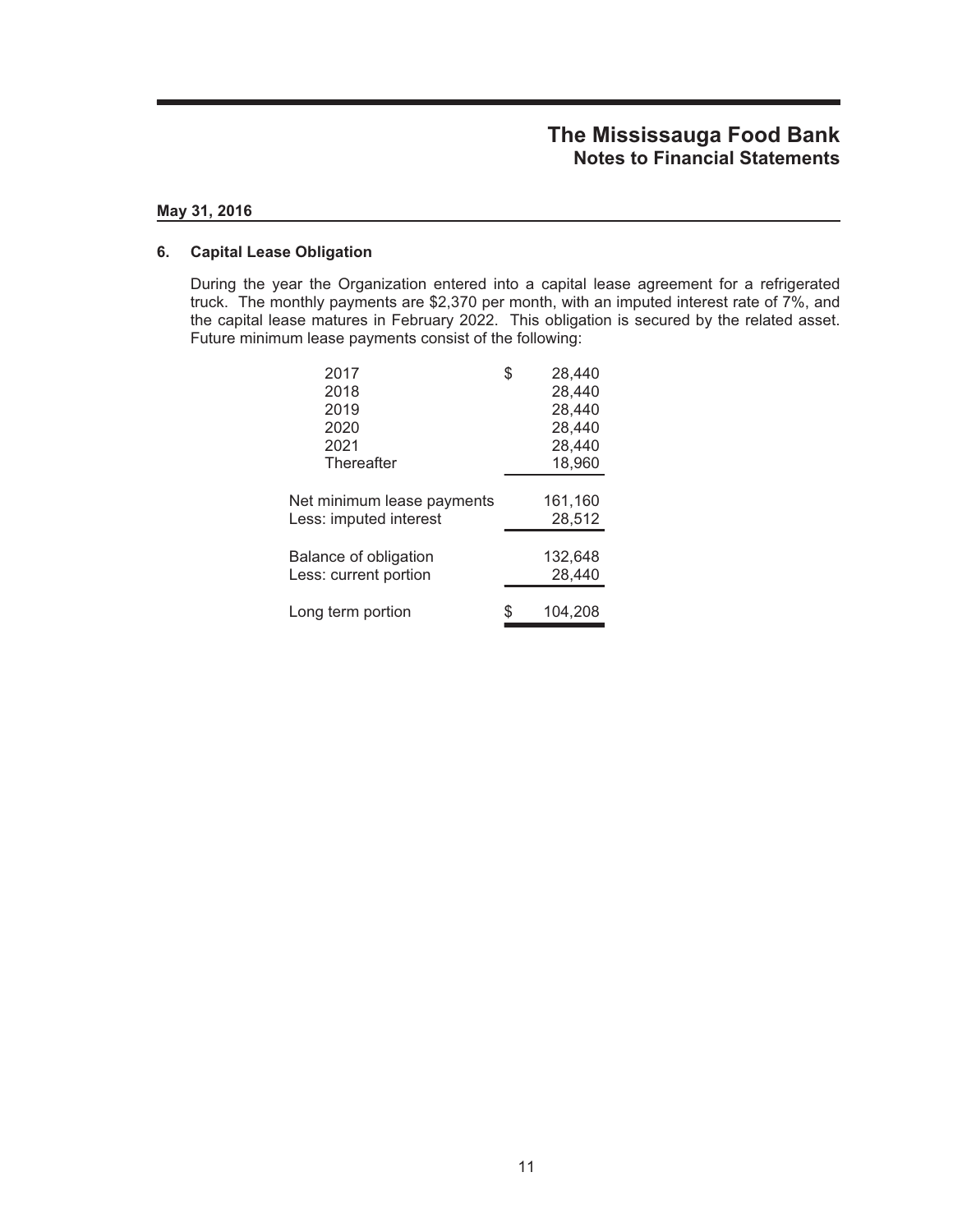# The Mississauga Food Bank
## Notes to Financial Statements

**May 31, 2016**

### 6. Capital Lease Obligation

During the year the Organization entered into a capital lease agreement for a refrigerated truck. The monthly payments are $2,370 per month, with an imputed interest rate of 7%, and the capital lease matures in February 2022. This obligation is secured by the related asset. Future minimum lease payments consist of the following:

| | |
|---|---|
| 2017 | $ 28,440 |
| 2018 | 28,440 |
| 2019 | 28,440 |
| 2020 | 28,440 |
| 2021 | 28,440 |
| Thereafter | 18,960 |
| Net minimum lease payments | 161,160 |
| Less: imputed interest | 28,512 |
| Balance of obligation | 132,648 |
| Less: current portion | 28,440 |
| Long term portion | $ 104,208 |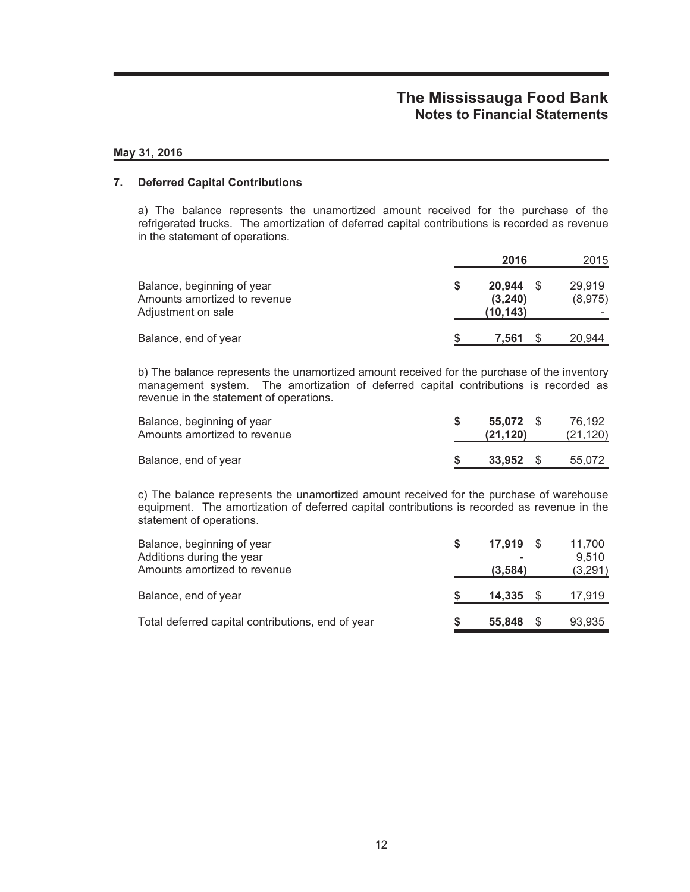# The Mississauga Food Bank
## Notes to Financial Statements

**May 31, 2016**

### 7. Deferred Capital Contributions

a) The balance represents the unamortized amount received for the purchase of the refrigerated trucks. The amortization of deferred capital contributions is recorded as revenue in the statement of operations.

| | **2016** | 2015 |
|---|---|---|
| Balance, beginning of year | **$ 20,944** | $ 29,919 |
| Amounts amortized to revenue | **(3,240)** | (8,975) |
| Adjustment on sale | **(10,143)** | - |
| Balance, end of year | **$ 7,561** | $ 20,944 |

b) The balance represents the unamortized amount received for the purchase of the inventory management system. The amortization of deferred capital contributions is recorded as revenue in the statement of operations.

| | **2016** | 2015 |
|---|---|---|
| Balance, beginning of year | **$ 55,072** | $ 76,192 |
| Amounts amortized to revenue | **(21,120)** | (21,120) |
| Balance, end of year | **$ 33,952** | $ 55,072 |

c) The balance represents the unamortized amount received for the purchase of warehouse equipment. The amortization of deferred capital contributions is recorded as revenue in the statement of operations.

| | **2016** | 2015 |
|---|---|---|
| Balance, beginning of year | **$ 17,919** | $ 11,700 |
| Additions during the year | **-** | 9,510 |
| Amounts amortized to revenue | **(3,584)** | (3,291) |
| Balance, end of year | **$ 14,335** | $ 17,919 |
| Total deferred capital contributions, end of year | **$ 55,848** | $ 93,935 |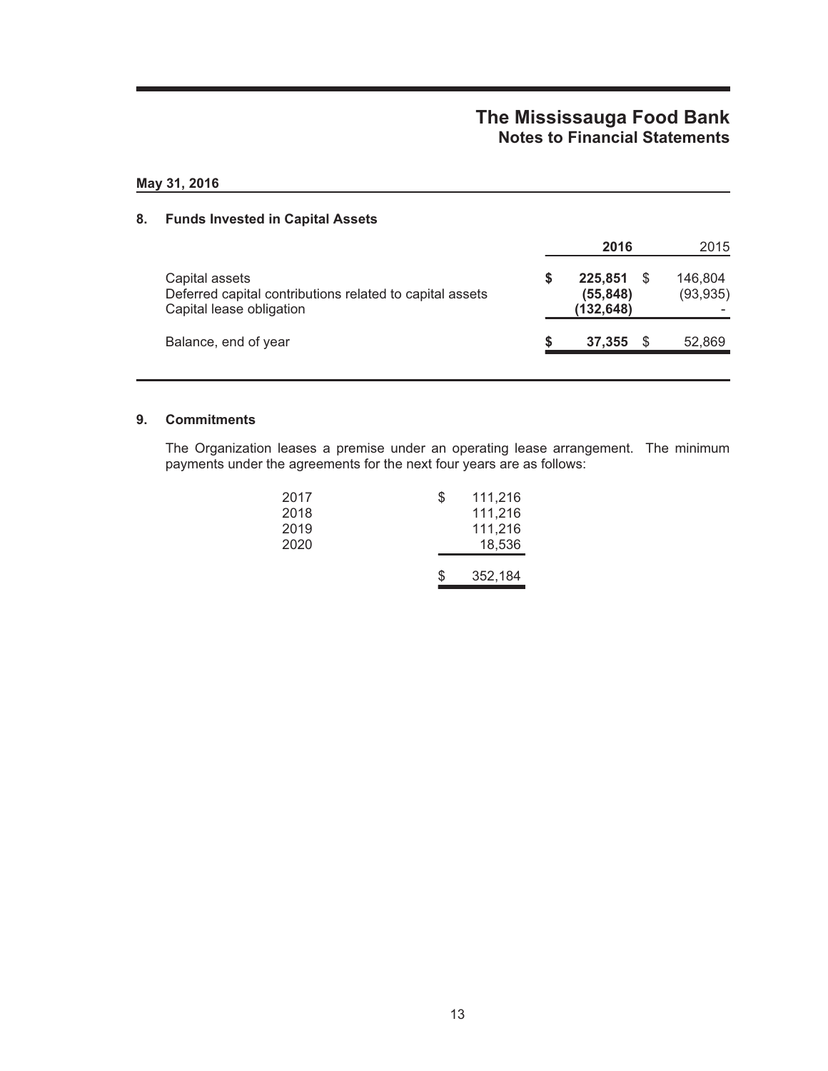# The Mississauga Food Bank
## Notes to Financial Statements

**May 31, 2016**

### 8. Funds Invested in Capital Assets

| | 2016 | 2015 |
|---|---|---|
| Capital assets | **$ 225,851** | $ 146,804 |
| Deferred capital contributions related to capital assets | **(55,848)** | (93,935) |
| Capital lease obligation | **(132,648)** | - |
| Balance, end of year | **$ 37,355** | $ 52,869 |

### 9. Commitments

The Organization leases a premise under an operating lease arrangement. The minimum payments under the agreements for the next four years are as follows:

| | |
|---|---|
| 2017 | $ 111,216 |
| 2018 | 111,216 |
| 2019 | 111,216 |
| 2020 | 18,536 |
| | $ 352,184 |